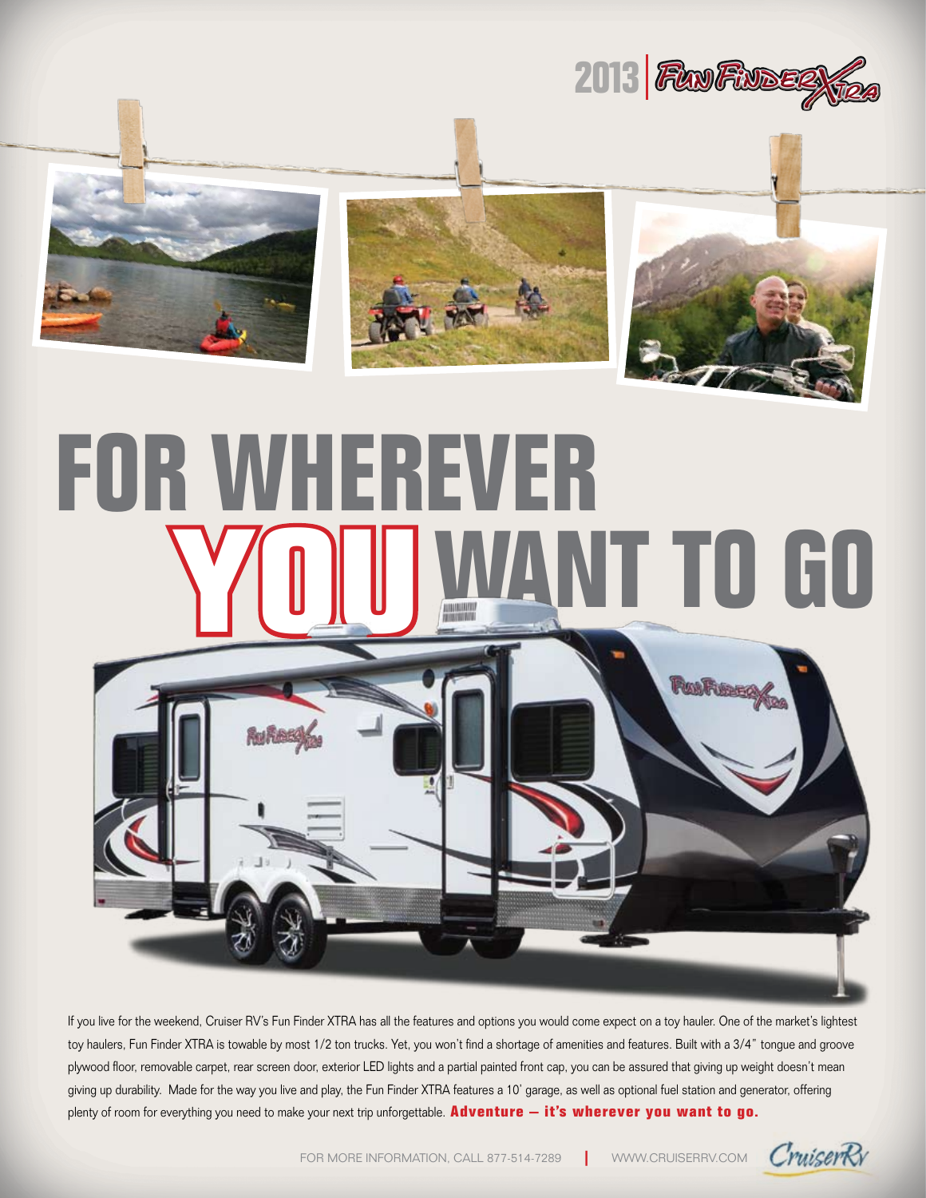2013 | Fun Finder Xtra

# FOR WHEREVER YOU WANT TO GO

If you live for the weekend, Cruiser RV's Fun Finder XTRA has all the features and options you would come expect on a toy hauler. One of the market's lightest toy haulers, Fun Finder XTRA is towable by most 1/2 ton trucks. Yet, you won't find a shortage of amenities and features. Built with a 3/4" tongue and groove plywood floor, removable carpet, rear screen door, exterior LED lights and a partial painted front cap, you can be assured that giving up weight doesn't mean giving up durability. Made for the way you live and play, the Fun Finder XTRA features a 10' garage, as well as optional fuel station and generator, offering plenty of room for everything you need to make your next trip unforgettable. **Adventure – it's wherever you want to go.**

FOR MORE INFORMATION, CALL 877-514-7289 | WWW.CRUISERRV.COM

CruiserRV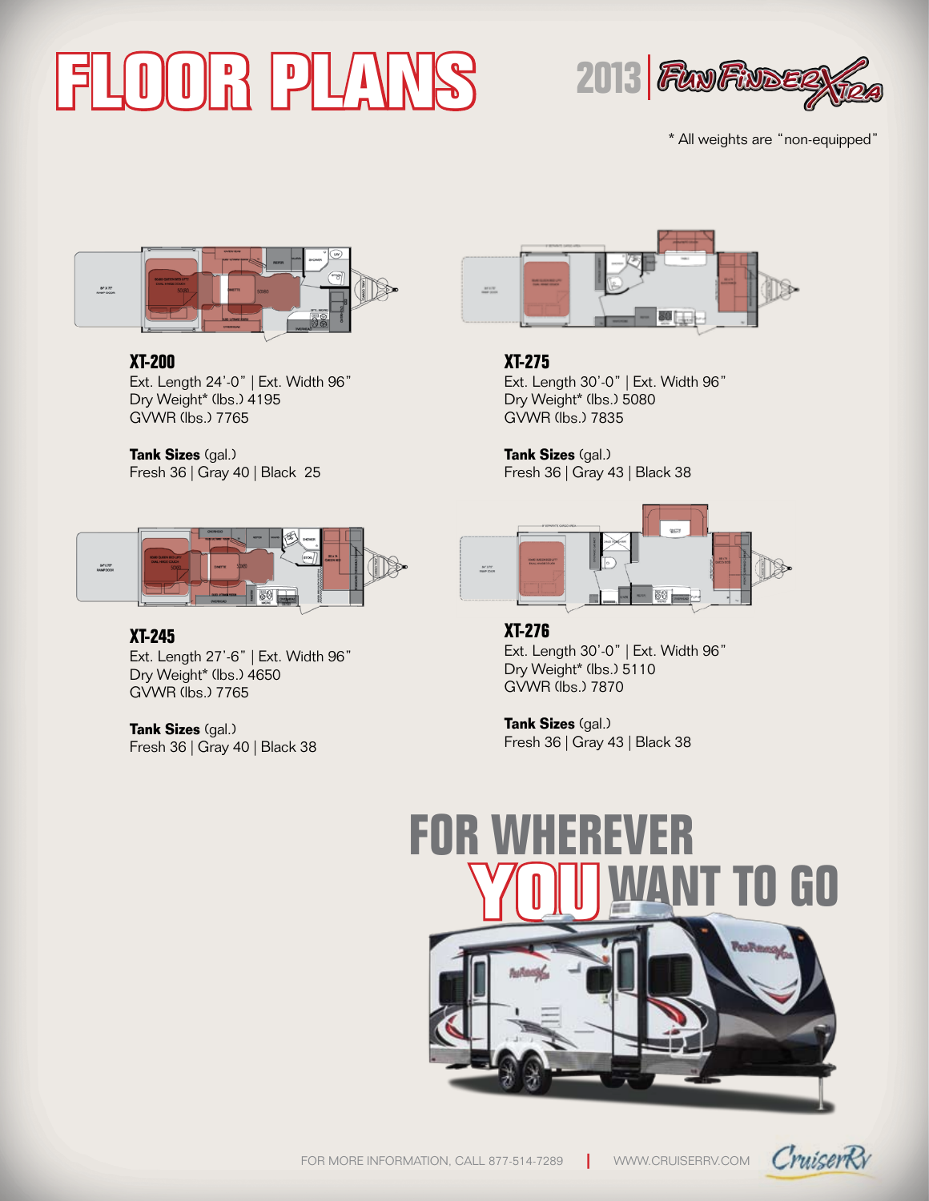# FLOOR PLANS

2013 Fun Finder Xtra

* All weights are "non-equipped"

### XT-200

Ext. Length 24'-0" | Ext. Width 96"
Dry Weight* (lbs.) 4195
GVWR (lbs.) 7765

**Tank Sizes** (gal.)
Fresh 36 | Gray 40 | Black 25

### XT-275

Ext. Length 30'-0" | Ext. Width 96"
Dry Weight* (lbs.) 5080
GVWR (lbs.) 7835

**Tank Sizes** (gal.)
Fresh 36 | Gray 43 | Black 38

### XT-245

Ext. Length 27'-6" | Ext. Width 96"
Dry Weight* (lbs.) 4650
GVWR (lbs.) 7765

**Tank Sizes** (gal.)
Fresh 36 | Gray 40 | Black 38

### XT-276

Ext. Length 30'-0" | Ext. Width 96"
Dry Weight* (lbs.) 5110
GVWR (lbs.) 7870

**Tank Sizes** (gal.)
Fresh 36 | Gray 43 | Black 38

## FOR WHEREVER YOU WANT TO GO

FOR MORE INFORMATION, CALL 877-514-7289 | WWW.CRUISERRV.COM

CruiserRV